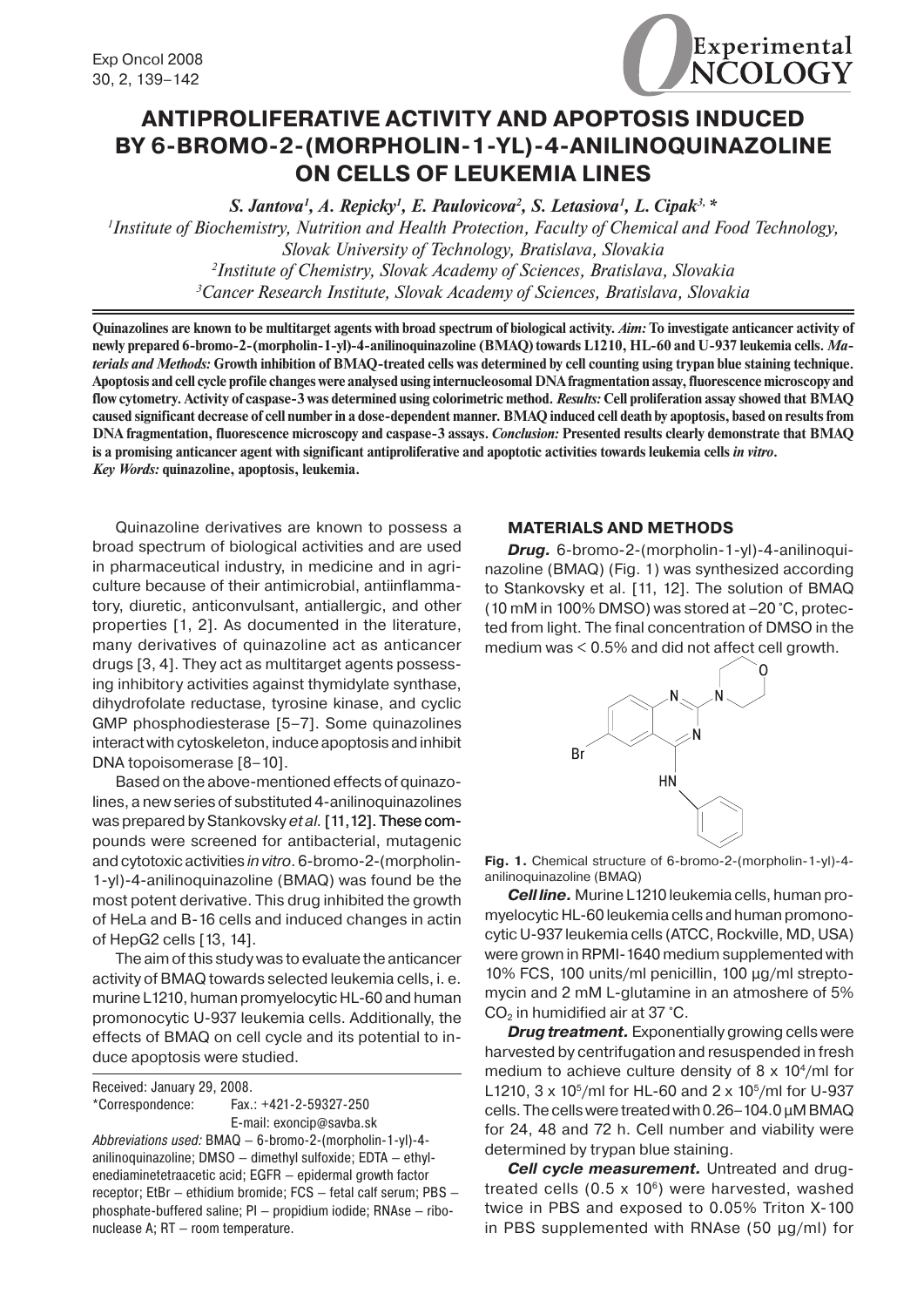# ANTIPROLIFERATIVE ACTIVITY AND APOPTOSIS INDUCED BY 6-BROMO-2-(MORPHOLIN-1-YL)-4-ANILINOQUINAZOLINE ON CELLS OF LEUKEMIA LINES

*S. Jantova[1], A. Repicky[1], E. Paulovicova[2], S. Letasiova[1], L. Cipak[3,]\**

[1]*Institute of Biochemistry, Nutrition and Health Protection, Faculty of Chemical and Food Technology, Slovak University of Technology, Bratislava, Slovakia*

[2]*Institute of Chemistry, Slovak Academy of Sciences, Bratislava, Slovakia*

[3]*Cancer Research Institute, Slovak Academy of Sciences, Bratislava, Slovakia*

**Quinazolines are known to be multitarget agents with broad spectrum of biological activity.** ***Aim:*** **To investigate anticancer activity of newly prepared 6-bromo-2-(morpholin-1-yl)-4-anilinoquinazoline (BMAQ) towards L1210, HL-60 and U-937 leukemia cells.** ***Materials and Methods:*** **Growth inhibition of BMAQ-treated cells was determined by cell counting using trypan blue staining technique. Apoptosis and cell cycle profile changes were analysed using internucleosomal DNA fragmentation assay, fluorescence microscopy and flow cytometry. Activity of caspase-3 was determined using colorimetric method.** ***Results:*** **Cell proliferation assay showed that BMAQ caused significant decrease of cell number in a dose-dependent manner. BMAQ induced cell death by apoptosis, based on results from DNA fragmentation, fluorescence microscopy and caspase-3 assays.** ***Conclusion:*** **Presented results clearly demonstrate that BMAQ is a promising anticancer agent with significant antiproliferative and apoptotic activities towards leukemia cells** ***in vitro*****.**
***Key Words:*** **quinazoline, apoptosis, leukemia.**

Quinazoline derivatives are known to possess a broad spectrum of biological activities and are used in pharmaceutical industry, in medicine and in agriculture because of their antimicrobial, antiinflammatory, diuretic, anticonvulsant, antiallergic, and other properties [1, 2]. As documented in the literature, many derivatives of quinazoline act as anticancer drugs [3, 4]. They act as multitarget agents possessing inhibitory activities against thymidylate synthase, dihydrofolate reductase, tyrosine kinase, and cyclic GMP phosphodiesterase [5–7]. Some quinazolines interact with cytoskeleton, induce apoptosis and inhibit DNA topoisomerase [8–10].

Based on the above-mentioned effects of quinazolines, a new series of substituted 4-anilinoquinazolines was prepared by Stankovsky *et al.* [11, 12]. These compounds were screened for antibacterial, mutagenic and cytotoxic activities *in vitro*. 6-bromo-2-(morpholin-1-yl)-4-anilinoquinazoline (BMAQ) was found be the most potent derivative. This drug inhibited the growth of HeLa and B-16 cells and induced changes in actin of HepG2 cells [13, 14].

The aim of this study was to evaluate the anticancer activity of BMAQ towards selected leukemia cells, i. e. murine L1210, human promyelocytic HL-60 and human promonocytic U-937 leukemia cells. Additionally, the effects of BMAQ on cell cycle and its potential to induce apoptosis were studied.

Received: January 29, 2008.
\*Correspondence: Fax.: +421-2-59327-250
E-mail: exoncip@savba.sk
*Abbreviations used:* BMAQ – 6-bromo-2-(morpholin-1-yl)-4-anilinoquinazoline; DMSO – dimethyl sulfoxide; EDTA – ethylenediaminetetraacetic acid; EGFR – epidermal growth factor receptor; EtBr – ethidium bromide; FCS – fetal calf serum; PBS – phosphate-buffered saline; PI – propidium iodide; RNAse – ribonuclease A; RT – room temperature.

## MATERIALS AND METHODS

***Drug.*** 6-bromo-2-(morpholin-1-yl)-4-anilinoquinazoline (BMAQ) (Fig. 1) was synthesized according to Stankovsky et al. [11, 12]. The solution of BMAQ (10 mM in 100% DMSO) was stored at –20 °C, protected from light. The final concentration of DMSO in the medium was < 0.5% and did not affect cell growth.

**Fig. 1.** Chemical structure of 6-bromo-2-(morpholin-1-yl)-4-anilinoquinazoline (BMAQ)

***Cell line.*** Murine L1210 leukemia cells, human promyelocytic HL-60 leukemia cells and human promonocytic U-937 leukemia cells (ATCC, Rockville, MD, USA) were grown in RPMI-1640 medium supplemented with 10% FCS, 100 units/ml penicillin, 100 µg/ml streptomycin and 2 mM L-glutamine in an atmoshere of 5% $CO_2$ in humidified air at 37 °C.

***Drug treatment.*** Exponentially growing cells were harvested by centrifugation and resuspended in fresh medium to achieve culture density of $8 \times 10^4$/ml for L1210, $3 \times 10^5$/ml for HL-60 and $2 \times 10^5$/ml for U-937 cells. The cells were treated with 0.26–104.0 µM BMAQ for 24, 48 and 72 h. Cell number and viability were determined by trypan blue staining.

***Cell cycle measurement.*** Untreated and drug-treated cells ($0.5 \times 10^6$) were harvested, washed twice in PBS and exposed to 0.05% Triton X-100 in PBS supplemented with RNAse (50 µg/ml) for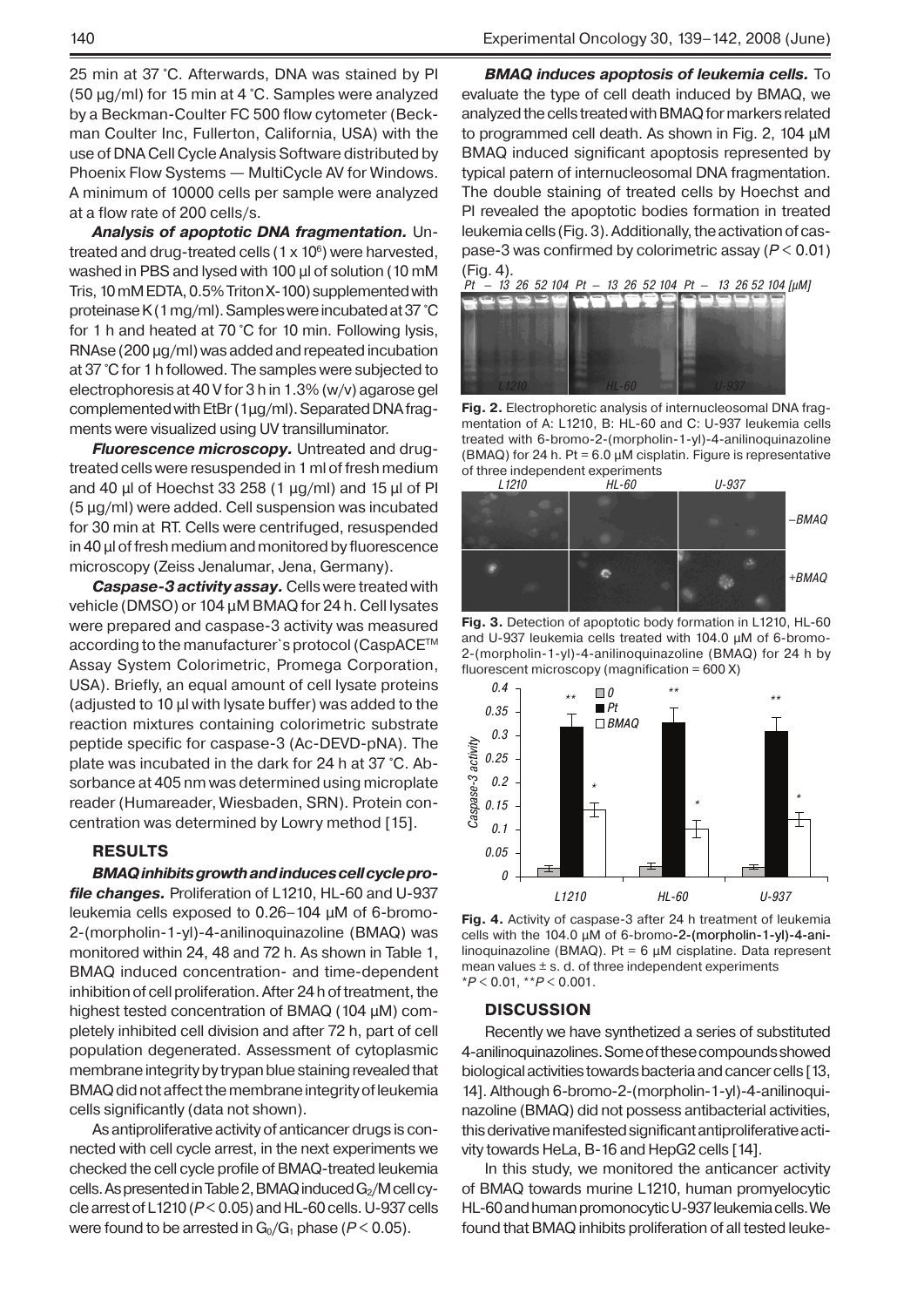25 min at 37 °C. Afterwards, DNA was stained by PI (50 µg/ml) for 15 min at 4 °C. Samples were analyzed by a Beckman-Coulter FC 500 flow cytometer (Beckman Coulter Inc, Fullerton, California, USA) with the use of DNA Cell Cycle Analysis Software distributed by Phoenix Flow Systems — MultiCycle AV for Windows. A minimum of 10000 cells per sample were analyzed at a flow rate of 200 cells/s.

***Analysis of apoptotic DNA fragmentation.*** Untreated and drug-treated cells ($1 \times 10^6$) were harvested, washed in PBS and lysed with 100 µl of solution (10 mM Tris, 10 mM EDTA, 0.5% Triton X-100) supplemented with proteinase K (1 mg/ml). Samples were incubated at 37 °C for 1 h and heated at 70 °C for 10 min. Following lysis, RNAse (200 µg/ml) was added and repeated incubation at 37 °C for 1 h followed. The samples were subjected to electrophoresis at 40 V for 3 h in 1.3% (w/v) agarose gel complemented with EtBr (1 µg/ml). Separated DNA fragments were visualized using UV transilluminator.

***Fluorescence microscopy.*** Untreated and drug-treated cells were resuspended in 1 ml of fresh medium and 40 µl of Hoechst 33 258 (1 µg/ml) and 15 µl of PI (5 µg/ml) were added. Cell suspension was incubated for 30 min at RT. Cells were centrifuged, resuspended in 40 µl of fresh medium and monitored by fluorescence microscopy (Zeiss Jenalumar, Jena, Germany).

***Caspase-3 activity assay.*** Cells were treated with vehicle (DMSO) or 104 µM BMAQ for 24 h. Cell lysates were prepared and caspase-3 activity was measured according to the manufacturer`s protocol (CaspACE™ Assay System Colorimetric, Promega Corporation, USA). Briefly, an equal amount of cell lysate proteins (adjusted to 10 µl with lysate buffer) was added to the reaction mixtures containing colorimetric substrate peptide specific for caspase-3 (Ac-DEVD-pNA). The plate was incubated in the dark for 24 h at 37 °C. Absorbance at 405 nm was determined using microplate reader (Humareader, Wiesbaden, SRN). Protein concentration was determined by Lowry method [15].

## RESULTS

***BMAQ inhibits growth and induces cell cycle profile changes.*** Proliferation of L1210, HL-60 and U-937 leukemia cells exposed to 0.26–104 µM of 6-bromo-2-(morpholin-1-yl)-4-anilinoquinazoline (BMAQ) was monitored within 24, 48 and 72 h. As shown in Table 1, BMAQ induced concentration- and time-dependent inhibition of cell proliferation. After 24 h of treatment, the highest tested concentration of BMAQ (104 µM) completely inhibited cell division and after 72 h, part of cell population degenerated. Assessment of cytoplasmic membrane integrity by trypan blue staining revealed that BMAQ did not affect the membrane integrity of leukemia cells significantly (data not shown).

As antiproliferative activity of anticancer drugs is connected with cell cycle arrest, in the next experiments we checked the cell cycle profile of BMAQ-treated leukemia cells. As presented in Table 2, BMAQ induced $G_2/M$ cell cycle arrest of L1210 ($P < 0.05$) and HL-60 cells. U-937 cells were found to be arrested in $G_0/G_1$ phase ($P < 0.05$).

***BMAQ induces apoptosis of leukemia cells.*** To evaluate the type of cell death induced by BMAQ, we analyzed the cells treated with BMAQ for markers related to programmed cell death. As shown in Fig. 2, 104 µM BMAQ induced significant apoptosis represented by typical patern of internucleosomal DNA fragmentation. The double staining of treated cells by Hoechst and PI revealed the apoptotic bodies formation in treated leukemia cells (Fig. 3). Additionally, the activation of caspase-3 was confirmed by colorimetric assay ($P < 0.01$) (Fig. 4).

**Fig. 2.** Electrophoretic analysis of internucleosomal DNA fragmentation of A: L1210, B: HL-60 and C: U-937 leukemia cells treated with 6-bromo-2-(morpholin-1-yl)-4-anilinoquinazoline (BMAQ) for 24 h. Pt = 6.0 µM cisplatin. Figure is representative of three independent experiments

**Fig. 3.** Detection of apoptotic body formation in L1210, HL-60 and U-937 leukemia cells treated with 104.0 µM of 6-bromo-2-(morpholin-1-yl)-4-anilinoquinazoline (BMAQ) for 24 h by fluorescent microscopy (magnification = 600 X)

**Fig. 4.** Activity of caspase-3 after 24 h treatment of leukemia cells with the 104.0 µM of 6-bromo-2-(morpholin-1-yl)-4-anilinoquinazoline (BMAQ). Pt = 6 µM cisplatine. Data represent mean values ± s. d. of three independent experiments
*$P < 0.01$, **$P < 0.001$.

## DISCUSSION

Recently we have synthetized a series of substituted 4-anilinoquinazolines. Some of these compounds showed biological activities towards bacteria and cancer cells [13, 14]. Although 6-bromo-2-(morpholin-1-yl)-4-anilinoquinazoline (BMAQ) did not possess antibacterial activities, this derivative manifested significant antiproliferative activity towards HeLa, B-16 and HepG2 cells [14].

In this study, we monitored the anticancer activity of BMAQ towards murine L1210, human promyelocytic HL-60 and human promonocytic U-937 leukemia cells. We found that BMAQ inhibits proliferation of all tested leuke-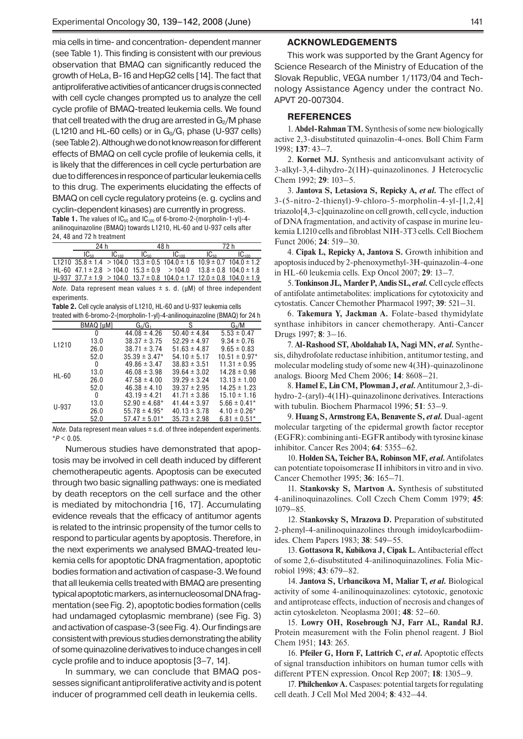mia cells in time- and concentration- dependent manner (see Table 1). This finding is consistent with our previous observation that BMAQ can significantly reduced the growth of HeLa, B-16 and HepG2 cells [14]. The fact that antiproliferative activities of anticancer drugs is connected with cell cycle changes prompted us to analyze the cell cycle profile of BMAQ-treated leukemia cells. We found that cell treated with the drug are arrested in $G_2$/M phase (L1210 and HL-60 cells) or in $G_0/G_1$ phase (U-937 cells) (see Table 2). Although we do not know reason for different effects of BMAQ on cell cycle profile of leukemia cells, it is likely that the differences in cell cycle perturbation are due to differences in responce of particular leukemia cells to this drug. The experiments elucidating the effects of BMAQ on cell cycle regulatory proteins (e. g. cyclins and cyclin-dependent kinases) are currently in progress.

**Table 1.** The values of $IC_{50}$ and $IC_{100}$ of 6-bromo-2-(morpholin-1-yl)-4-anilinoquinazoline (BMAQ) towards L1210, HL-60 and U-937 cells after 24, 48 and 72 h treatment

| | 24 h | | 48 h | | 72 h | |
|---|---|---|---|---|---|---|
| | $IC_{50}$ | $IC_{100}$ | $IC_{50}$ | $IC_{100}$ | $IC_{50}$ | $IC_{100}$ |
| L1210 | 35.8 ± 1.4 | > 104.0 | 13.3 ± 0.5 | 104.0 ± 1.6 | 10.9 ± 0.7 | 104.0 ± 1.2 |
| HL-60 | 47.1 ± 2.8 | > 104.0 | 15.3 ± 0.9 | > 104.0 | 13.8 ± 0.8 | 104.0 ± 1.8 |
| U-937 | 37.7 ± 1.9 | > 104.0 | 13.7 ± 0.8 | 104.0 ± 1.7 | 12.0 ± 0.8 | 104.0 ± 1.9 |

*Note.* Data represent mean values ± s. d. (μM) of three independent experiments.

**Table 2.** Cell cycle analysis of L1210, HL-60 and U-937 leukemia cells treated with 6-bromo-2-(morpholin-1-yl)-4-anilinoquinazoline (BMAQ) for 24 h

| | BMAQ [μM] | $G_0/G_1$ | S | $G_2$/M |
|---|---|---|---|---|
| L1210 | 0 | 44.08 ± 4.26 | 50.40 ± 4.84 | 5.53 ± 0.47 |
| | 13.0 | 38.37 ± 3.75 | 52.29 ± 4.97 | 9.34 ± 0.76 |
| | 26.0 | 38.71 ± 3.74 | 51.63 ± 4.87 | 9.65 ± 0.83 |
| | 52.0 | 35.39 ± 3.47* | 54.10 ± 5.17 | 10.51 ± 0.97* |
| HL-60 | 0 | 49.86 ± 3.47 | 38.83 ± 3.51 | 11.31 ± 0.95 |
| | 13.0 | 46.08 ± 3.98 | 39.64 ± 3.02 | 14.28 ± 0.98 |
| | 26.0 | 47.58 ± 4.00 | 39.29 ± 3.24 | 13.13 ± 1.00 |
| | 52.0 | 46.38 ± 4.10 | 39.37 ± 2.95 | 14.25 ± 1.23 |
| U-937 | 0 | 43.19 ± 4.21 | 41.71 ± 3.86 | 15.10 ± 1.16 |
| | 13.0 | 52.90 ± 4.68* | 41.44 ± 3.97 | 5.66 ± 0.41* |
| | 26.0 | 55.78 ± 4.95* | 40.13 ± 3.78 | 4.10 ± 0.26* |
| | 52.0 | 57.47 ± 5.01* | 35.73 ± 2.98 | 6.81 ± 0.51* |

*Note.* Data represent mean values ± s.d. of three independent experiments. *$P < 0.05$.

Numerous studies have demonstrated that apoptosis may be involved in cell death induced by different chemotherapeutic agents. Apoptosis can be executed through two basic signalling pathways: one is mediated by death receptors on the cell surface and the other is mediated by mitochondria [16, 17]. Accumulating evidence reveals that the efficacy of antitumor agents is related to the intrinsic propensity of the tumor cells to respond to particular agents by apoptosis. Therefore, in the next experiments we analysed BMAQ-treated leukemia cells for apoptotic DNA fragmentation, apoptotic bodies formation and activation of caspase-3. We found that all leukemia cells treated with BMAQ are presenting typical apoptotic markers, as internucleosomal DNA fragmentation (see Fig. 2), apoptotic bodies formation (cells had undamaged cytoplasmic membrane) (see Fig. 3) and activation of caspase-3 (see Fig. 4). Our findings are consistent with previous studies demonstrating the ability of some quinazoline derivatives to induce changes in cell cycle profile and to induce apoptosis [3–7, 14].

In summary, we can conclude that BMAQ possesses significant antiproliferative activity and is potent inducer of programmed cell death in leukemia cells.

## ACKNOWLEDGEMENTS

This work was supported by the Grant Agency for Science Research of the Ministry of Education of the Slovak Republic, VEGA number 1/1173/04 and Technology Assistance Agency under the contract No. APVT 20-007304.

## REFERENCES

1. **Abdel-Rahman TM.** Synthesis of some new biologically active 2,3-disubstituted quinazolin-4-ones. Boll Chim Farm 1998; **137**: 43–7.

2. **Kornet MJ.** Synthesis and anticonvulsant activity of 3-alkyl-3,4-dihydro-2(1H)-quinazolinones. J Heterocyclic Chem 1992; **29**: 103–5.

3. **Jantova S, Letasiova S, Repicky A, *et al.*** The effect of 3-(5-nitro-2-thienyl)-9-chloro-5-morpholin-4-yl-[1,2,4] triazolo[4,3-c]quinazoline on cell growth, cell cycle, induction of DNA fragmentation, and activity of caspase in murine leukemia L1210 cells and fibroblast NIH-3T3 cells. Cell Biochem Funct 2006; **24**: 519–30.

4. **Cipak L, Repicky A, Jantova S.** Growth inhibition and apoptosis induced by 2-phenoxymethyl-3H-quinazolin-4-one in HL-60 leukemia cells. Exp Oncol 2007; **29**: 13–7.

5. **Tonkinson JL, Marder P, Andis SL, *et al.*** Cell cycle effects of antifolate antimetabolites: implications for cytotoxicity and cytostatis. Cancer Chemother Pharmacol 1997; **39**: 521–31.

6. **Takemura Y, Jackman A.** Folate-based thymidylate synthase inhibitors in cancer chemotherapy. Anti-Cancer Drugs 1997; **8**: 3–16.

7. **Al-Rashood ST, Aboldahab IA, Nagi MN, *et al.*** Synthesis, dihydrofolate reductase inhibition, antitumor testing, and molecular modeling study of some new 4(3H)-quinazolinone analogs. Bioorg Med Chem 2006; **14**: 8608–21.

8. **Hamel E, Lin CM, Plowman J, *et al.*** Antitumour 2,3-dihydro-2-(aryl)-4(1H)-quinazolinone derivatives. Interactions with tubulin. Biochem Pharmacol 1996; **51**: 53–9.

9. **Huang S, Armstrong EA, Benavente S, *et al.*** Dual-agent molecular targeting of the epidermal growth factor receptor (EGFR): combining anti-EGFR antibody with tyrosine kinase inhibitor. Cancer Res 2004; **64**: 5355–62.

10. **Holden SA, Teicher BA, Robinson MF, *et al.*** Antifolates can potentiate topoisomerase II inhibitors in vitro and in vivo. Cancer Chemother 1995; **36**: 165–71.

11. **Stankovsky S, Martvon A.** Synthesis of substituted 4-anilinoquinazolines. Coll Czech Chem Comm 1979; **45**: 1079–85.

12. **Stankovsky S, Mrazova D.** Preparation of substituted 2-phenyl-4-anilinoquinazolines through imidoylcarbodiimides. Chem Papers 1983; **38**: 549–55.

13. **Gottasova R, Kubikova J, Cipak L.** Antibacterial effect of some 2,6-disubstituted 4-anilinoquinazolines. Folia Microbiol 1998; **43**: 679–82.

14. **Jantova S, Urbancikova M, Maliar T, *et al.*** Biological activity of some 4-anilinoquinazolines: cytotoxic, genotoxic and antiprotease effects, induction of necrosis and changes of actin cytoskeleton. Neoplasma 2001; **48**: 52–60.

15. **Lowry OH, Rosebrough NJ, Farr AL, Randal RJ.** Protein measurement with the Folin phenol reagent. J Biol Chem 1951; **143**: 265.

16. **Pfeiler G, Horn F, Lattrich C, *et al.*** Apoptotic effects of signal transduction inhibitors on human tumor cells with different PTEN expression. Oncol Rep 2007; **18**: 1305–9.

17. **Philchenkov A.** Caspases: potential targets for regulating cell death. J Cell Mol Med 2004; **8**: 432–44.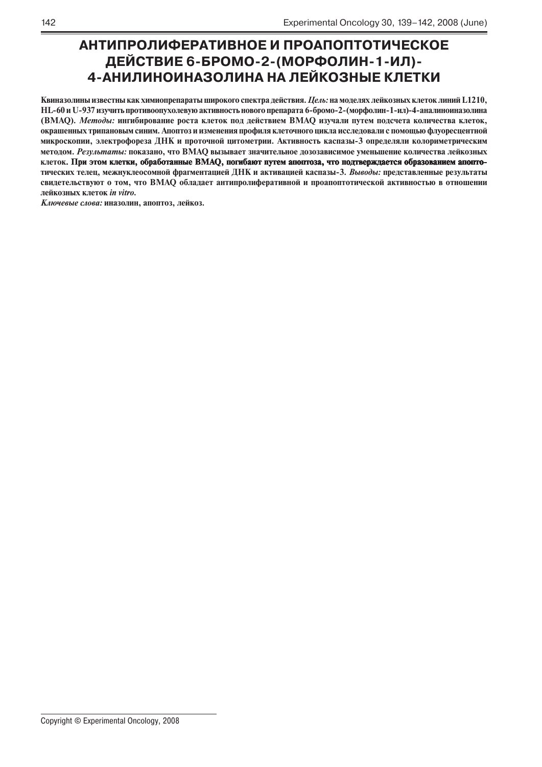# АНТИПРОЛИФЕРАТИВНОЕ И ПРОАПОПТОТИЧЕСКОЕ ДЕЙСТВИЕ 6-БРОМО-2-(МОРФОЛИН-1-ИЛ)-4-АНИЛИНОИНАЗОЛИНА НА ЛЕЙКОЗНЫЕ КЛЕТКИ

**Квиназолины известны как химиопрепараты широкого спектра действия. *Цель:* на моделях лейкозных клеток линий L1210, HL-60 и U-937 изучить противоопухолевую активность нового препарата 6-бромо-2-(морфолин-1-ил)-4-аналиноиназолина (BMAQ). *Методы:* ингибирование роста клеток под действием BMAQ изучали путем подсчета количества клеток, окрашенных трипановым синим. Апоптоз и изменения профиля клеточного цикла исследовали с помощью флуоресцентной микроскопии, электрофореза ДНК и проточной цитометрии. Активность каспазы-3 определяли колориметрическим методом. *Результаты:* показано, что BMAQ вызывает значительное дозозависимое уменьшение количества лейкозных клеток. При этом клетки, обработанные BMAQ, погибают путем апоптоза, что подтверждается образованием апоптотических телец, межнуклеосомной фрагментацией ДНК и активацией каспазы-3. *Выводы:* представленные результаты свидетельствуют о том, что BMAQ обладает антипролиферативной и проапоптотической активностью в отношении лейкозных клеток *in vitro*.**

***Ключевые слова:* иназолин, апоптоз, лейкоз.**

Copyright © Experimental Oncology, 2008